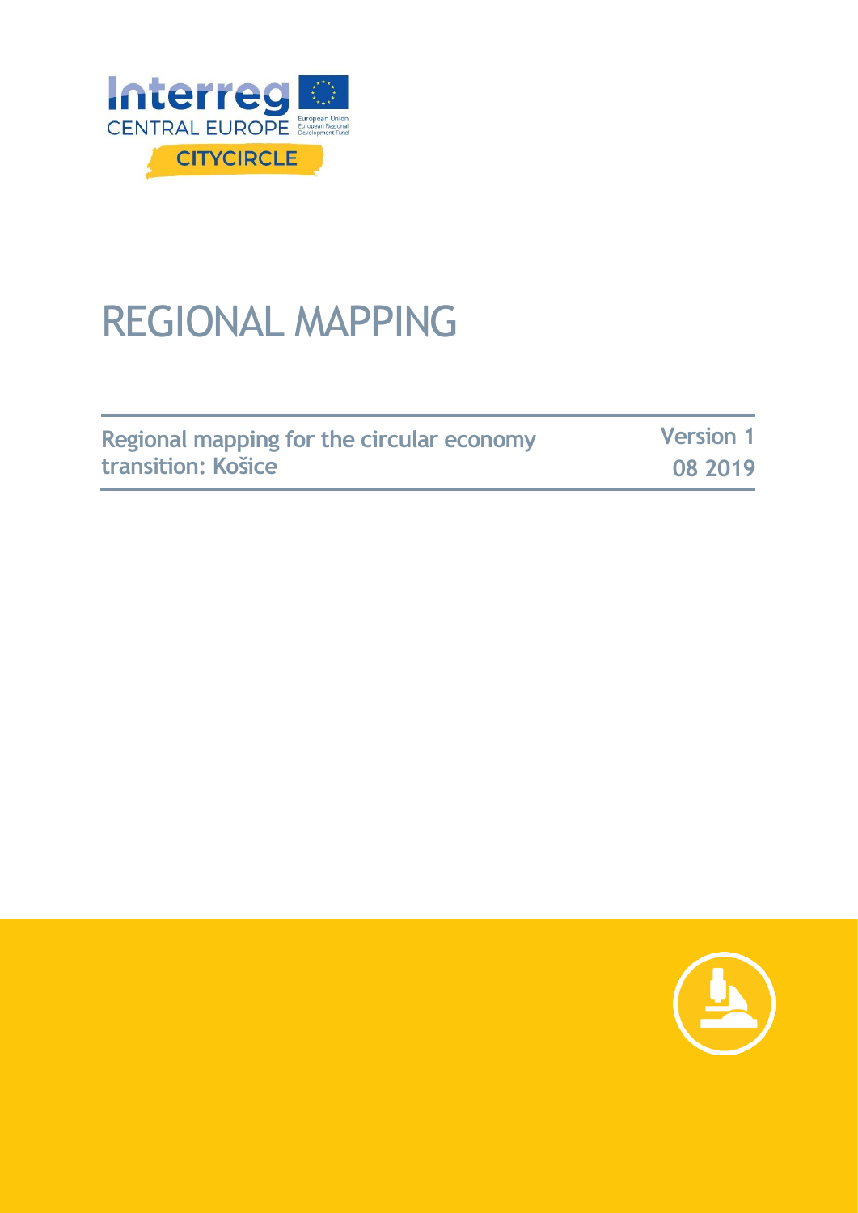Interreg CENTRAL EUROPE

CITYCIRCLE

# REGIONAL MAPPING

**Regional mapping for the circular economy transition: Košice**

**Version 1**
**08 2019**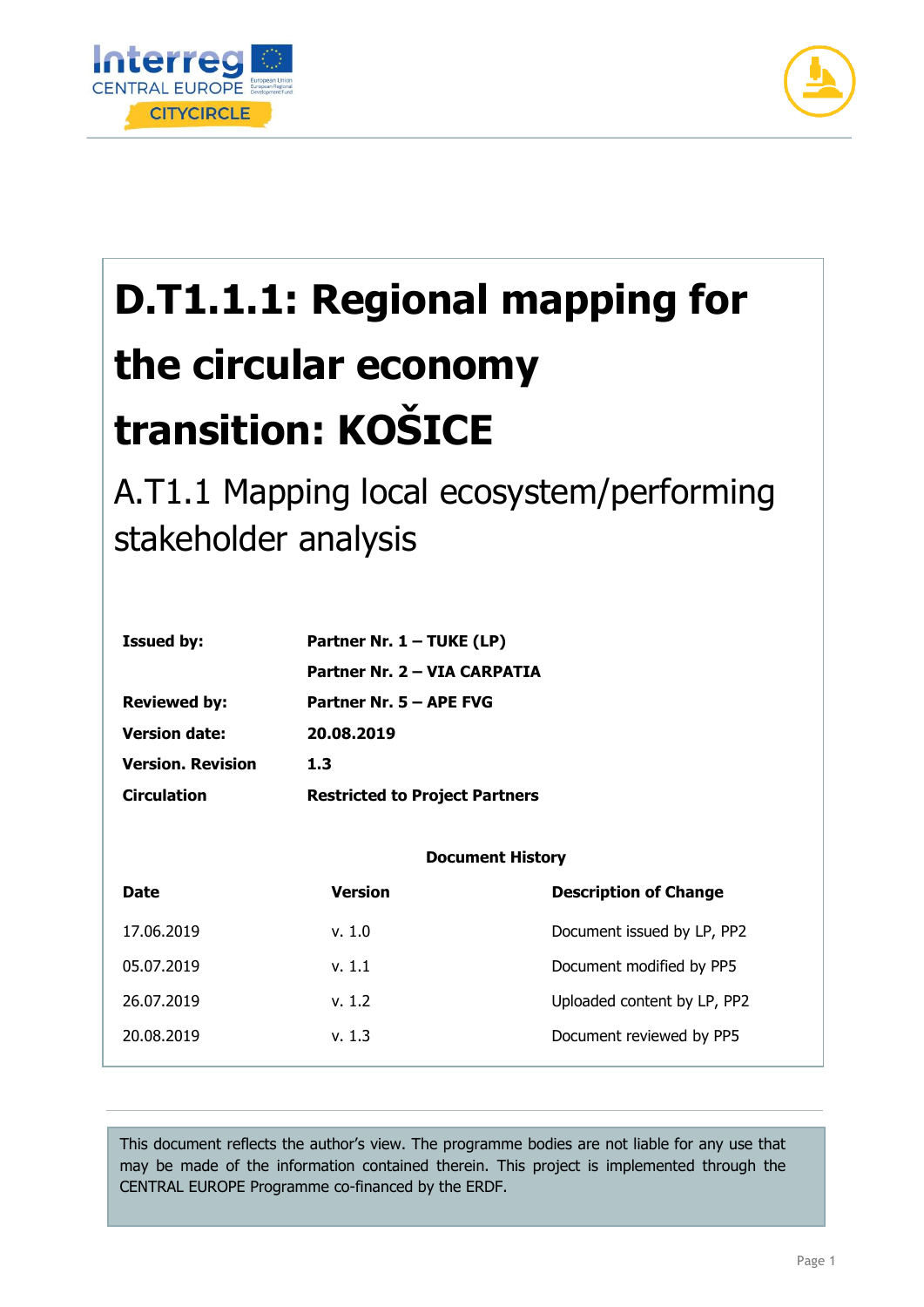# D.T1.1.1: Regional mapping for the circular economy transition: KOŠICE

## A.T1.1 Mapping local ecosystem/performing stakeholder analysis

| | |
|---|---|
| **Issued by:** | **Partner Nr. 1 – TUKE (LP)** |
| | **Partner Nr. 2 – VIA CARPATIA** |
| **Reviewed by:** | **Partner Nr. 5 – APE FVG** |
| **Version date:** | **20.08.2019** |
| **Version. Revision** | **1.3** |
| **Circulation** | **Restricted to Project Partners** |

**Document History**

| **Date** | **Version** | **Description of Change** |
|---|---|---|
| 17.06.2019 | v. 1.0 | Document issued by LP, PP2 |
| 05.07.2019 | v. 1.1 | Document modified by PP5 |
| 26.07.2019 | v. 1.2 | Uploaded content by LP, PP2 |
| 20.08.2019 | v. 1.3 | Document reviewed by PP5 |

This document reflects the author's view. The programme bodies are not liable for any use that may be made of the information contained therein. This project is implemented through the CENTRAL EUROPE Programme co-financed by the ERDF.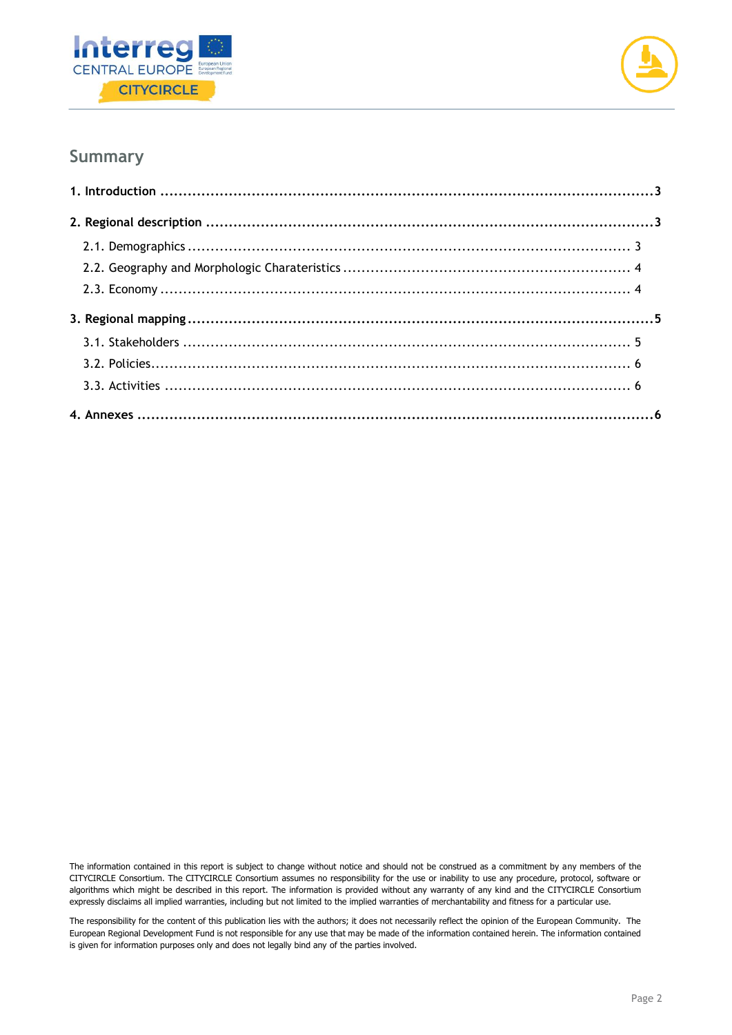## Summary

**1. Introduction .......................................................................................................... 3**

**2. Regional description .................................................................................................. 3**

- 2.1. Demographics ..................................................................................... 3
- 2.2. Geography and Morphologic Charateristics ...................................................... 4
- 2.3. Economy ............................................................................................ 4

**3. Regional mapping ...................................................................................................... 5**

- 3.1. Stakeholders ....................................................................................... 5
- 3.2. Policies ............................................................................................. 6
- 3.3. Activities ........................................................................................... 6

**4. Annexes ................................................................................................................. 6**

The information contained in this report is subject to change without notice and should not be construed as a commitment by any members of the CITYCIRCLE Consortium. The CITYCIRCLE Consortium assumes no responsibility for the use or inability to use any procedure, protocol, software or algorithms which might be described in this report. The information is provided without any warranty of any kind and the CITYCIRCLE Consortium expressly disclaims all implied warranties, including but not limited to the implied warranties of merchantability and fitness for a particular use.

The responsibility for the content of this publication lies with the authors; it does not necessarily reflect the opinion of the European Community. The European Regional Development Fund is not responsible for any use that may be made of the information contained herein. The information contained is given for information purposes only and does not legally bind any of the parties involved.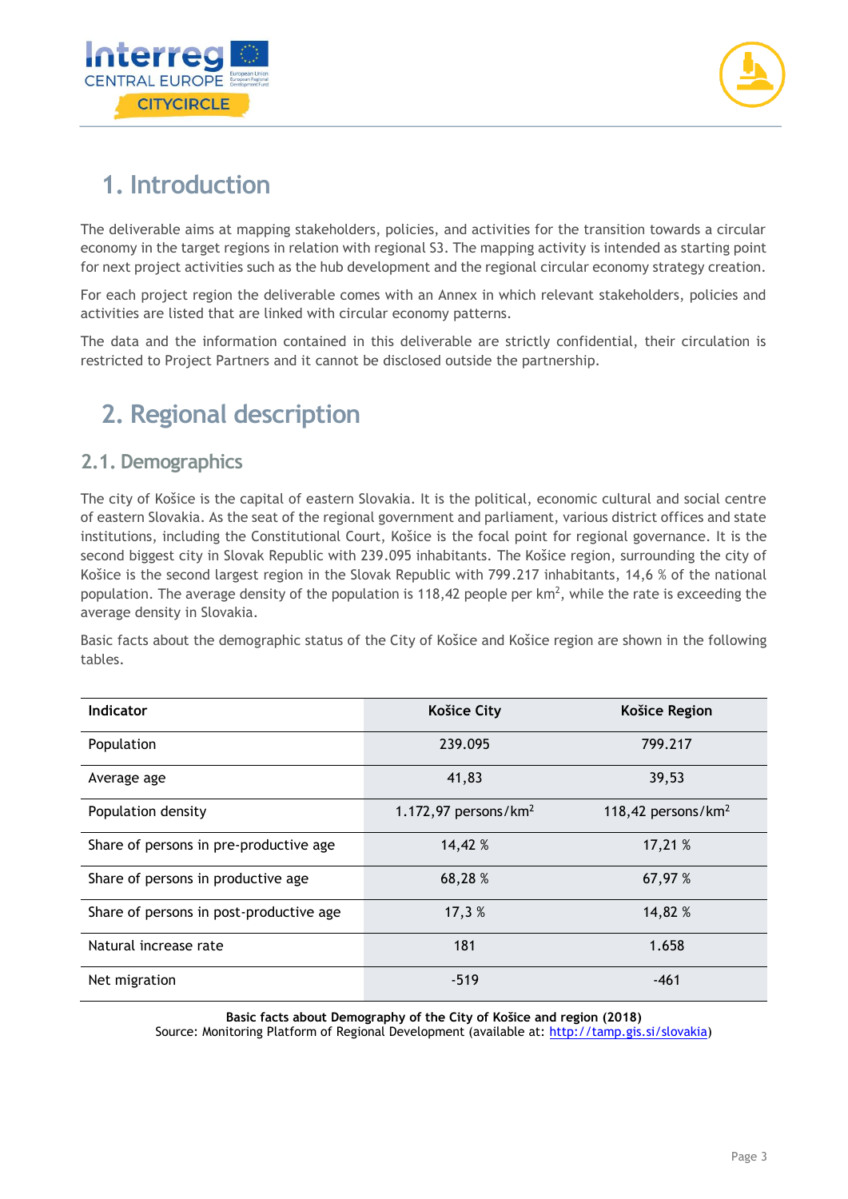# 1. Introduction

The deliverable aims at mapping stakeholders, policies, and activities for the transition towards a circular economy in the target regions in relation with regional S3. The mapping activity is intended as starting point for next project activities such as the hub development and the regional circular economy strategy creation.

For each project region the deliverable comes with an Annex in which relevant stakeholders, policies and activities are listed that are linked with circular economy patterns.

The data and the information contained in this deliverable are strictly confidential, their circulation is restricted to Project Partners and it cannot be disclosed outside the partnership.

# 2. Regional description

## 2.1. Demographics

The city of Košice is the capital of eastern Slovakia. It is the political, economic cultural and social centre of eastern Slovakia. As the seat of the regional government and parliament, various district offices and state institutions, including the Constitutional Court, Košice is the focal point for regional governance. It is the second biggest city in Slovak Republic with 239.095 inhabitants. The Košice region, surrounding the city of Košice is the second largest region in the Slovak Republic with 799.217 inhabitants, 14,6 % of the national population. The average density of the population is 118,42 people per km$^2$, while the rate is exceeding the average density in Slovakia.

Basic facts about the demographic status of the City of Košice and Košice region are shown in the following tables.

| Indicator | Košice City | Košice Region |
|---|---|---|
| Population | 239.095 | 799.217 |
| Average age | 41,83 | 39,53 |
| Population density | 1.172,97 persons/km$^2$ | 118,42 persons/km$^2$ |
| Share of persons in pre-productive age | 14,42 % | 17,21 % |
| Share of persons in productive age | 68,28 % | 67,97 % |
| Share of persons in post-productive age | 17,3 % | 14,82 % |
| Natural increase rate | 181 | 1.658 |
| Net migration | -519 | -461 |

**Basic facts about Demography of the City of Košice and region (2018)**
Source: Monitoring Platform of Regional Development (available at: http://tamp.gis.si/slovakia)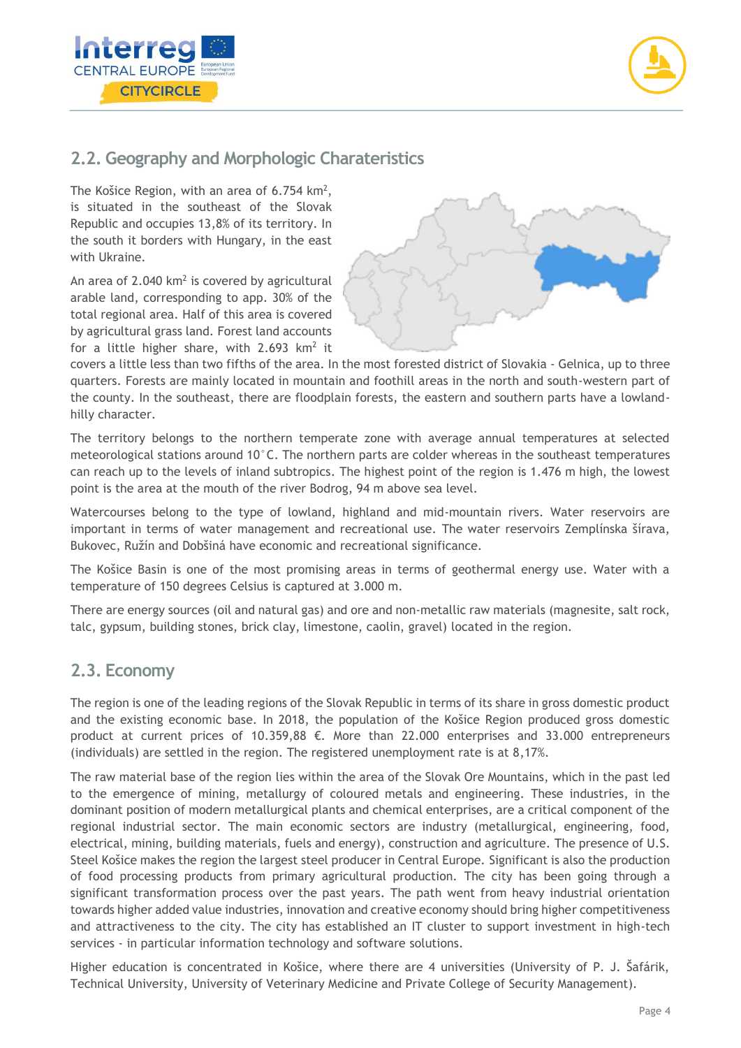## 2.2. Geography and Morphologic Charateristics

The Košice Region, with an area of 6.754 km$^2$, is situated in the southeast of the Slovak Republic and occupies 13,8% of its territory. In the south it borders with Hungary, in the east with Ukraine.

An area of 2.040 km$^2$ is covered by agricultural arable land, corresponding to app. 30% of the total regional area. Half of this area is covered by agricultural grass land. Forest land accounts for a little higher share, with 2.693 km$^2$ it covers a little less than two fifths of the area. In the most forested district of Slovakia - Gelnica, up to three quarters. Forests are mainly located in mountain and foothill areas in the north and south-western part of the county. In the southeast, there are floodplain forests, the eastern and southern parts have a lowland-hilly character.

The territory belongs to the northern temperate zone with average annual temperatures at selected meteorological stations around 10°C. The northern parts are colder whereas in the southeast temperatures can reach up to the levels of inland subtropics. The highest point of the region is 1.476 m high, the lowest point is the area at the mouth of the river Bodrog, 94 m above sea level.

Watercourses belong to the type of lowland, highland and mid-mountain rivers. Water reservoirs are important in terms of water management and recreational use. The water reservoirs Zemplínska šírava, Bukovec, Ružín and Dobšiná have economic and recreational significance.

The Košice Basin is one of the most promising areas in terms of geothermal energy use. Water with a temperature of 150 degrees Celsius is captured at 3.000 m.

There are energy sources (oil and natural gas) and ore and non-metallic raw materials (magnesite, salt rock, talc, gypsum, building stones, brick clay, limestone, caolin, gravel) located in the region.

## 2.3. Economy

The region is one of the leading regions of the Slovak Republic in terms of its share in gross domestic product and the existing economic base. In 2018, the population of the Košice Region produced gross domestic product at current prices of 10.359,88 €. More than 22.000 enterprises and 33.000 entrepreneurs (individuals) are settled in the region. The registered unemployment rate is at 8,17%.

The raw material base of the region lies within the area of the Slovak Ore Mountains, which in the past led to the emergence of mining, metallurgy of coloured metals and engineering. These industries, in the dominant position of modern metallurgical plants and chemical enterprises, are a critical component of the regional industrial sector. The main economic sectors are industry (metallurgical, engineering, food, electrical, mining, building materials, fuels and energy), construction and agriculture. The presence of U.S. Steel Košice makes the region the largest steel producer in Central Europe. Significant is also the production of food processing products from primary agricultural production. The city has been going through a significant transformation process over the past years. The path went from heavy industrial orientation towards higher added value industries, innovation and creative economy should bring higher competitiveness and attractiveness to the city. The city has established an IT cluster to support investment in high-tech services - in particular information technology and software solutions.

Higher education is concentrated in Košice, where there are 4 universities (University of P. J. Šafárik, Technical University, University of Veterinary Medicine and Private College of Security Management).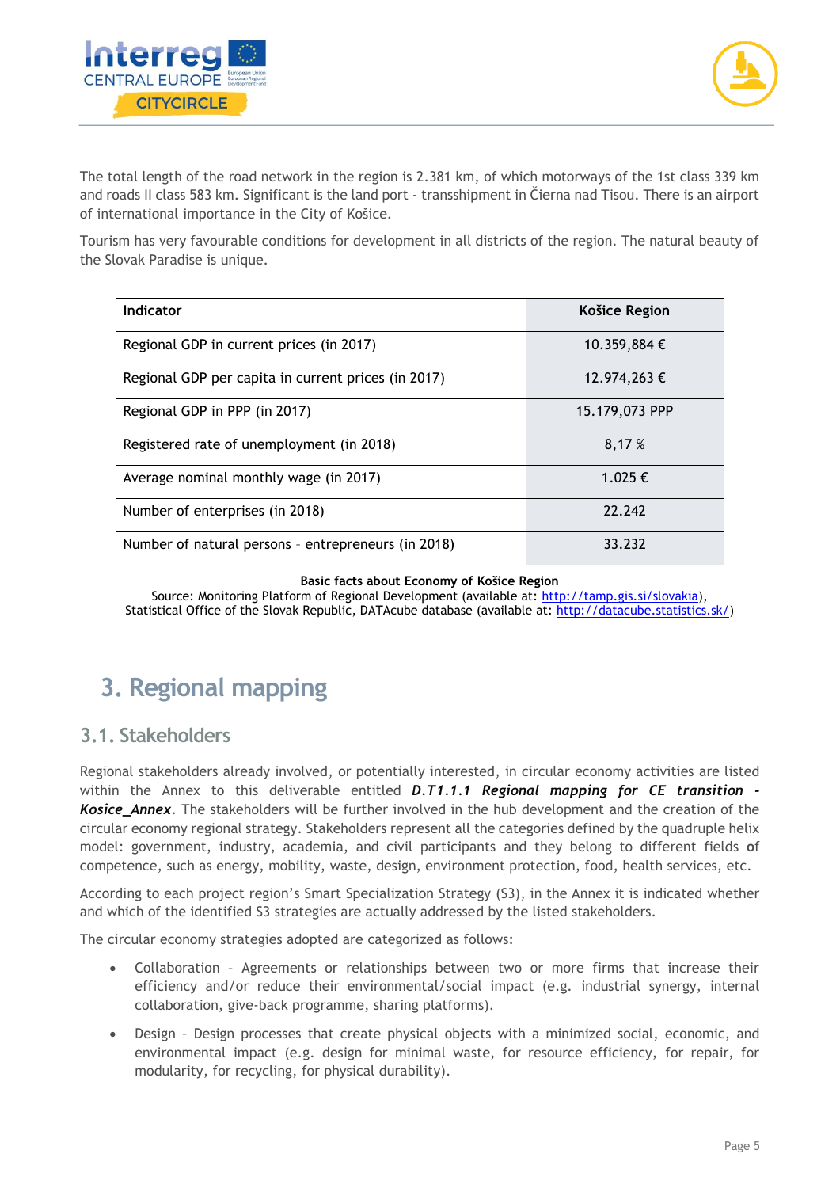The total length of the road network in the region is 2.381 km, of which motorways of the 1st class 339 km and roads II class 583 km. Significant is the land port - transshipment in Čierna nad Tisou. There is an airport of international importance in the City of Košice.

Tourism has very favourable conditions for development in all districts of the region. The natural beauty of the Slovak Paradise is unique.

| Indicator | Košice Region |
|---|---|
| Regional GDP in current prices (in 2017) | 10.359,884 € |
| Regional GDP per capita in current prices (in 2017) | 12.974,263 € |
| Regional GDP in PPP (in 2017) | 15.179,073 PPP |
| Registered rate of unemployment (in 2018) | 8,17 % |
| Average nominal monthly wage (in 2017) | 1.025 € |
| Number of enterprises (in 2018) | 22.242 |
| Number of natural persons – entrepreneurs (in 2018) | 33.232 |

**Basic facts about Economy of Košice Region**

Source: Monitoring Platform of Regional Development (available at: http://tamp.gis.si/slovakia), Statistical Office of the Slovak Republic, DATAcube database (available at: http://datacube.statistics.sk/)

# 3. Regional mapping

## 3.1. Stakeholders

Regional stakeholders already involved, or potentially interested, in circular economy activities are listed within the Annex to this deliverable entitled ***D.T1.1.1 Regional mapping for CE transition - Kosice_Annex***. The stakeholders will be further involved in the hub development and the creation of the circular economy regional strategy. Stakeholders represent all the categories defined by the quadruple helix model: government, industry, academia, and civil participants and they belong to different fields of competence, such as energy, mobility, waste, design, environment protection, food, health services, etc.

According to each project region's Smart Specialization Strategy (S3), in the Annex it is indicated whether and which of the identified S3 strategies are actually addressed by the listed stakeholders.

The circular economy strategies adopted are categorized as follows:

- Collaboration – Agreements or relationships between two or more firms that increase their efficiency and/or reduce their environmental/social impact (e.g. industrial synergy, internal collaboration, give-back programme, sharing platforms).
- Design – Design processes that create physical objects with a minimized social, economic, and environmental impact (e.g. design for minimal waste, for resource efficiency, for repair, for modularity, for recycling, for physical durability).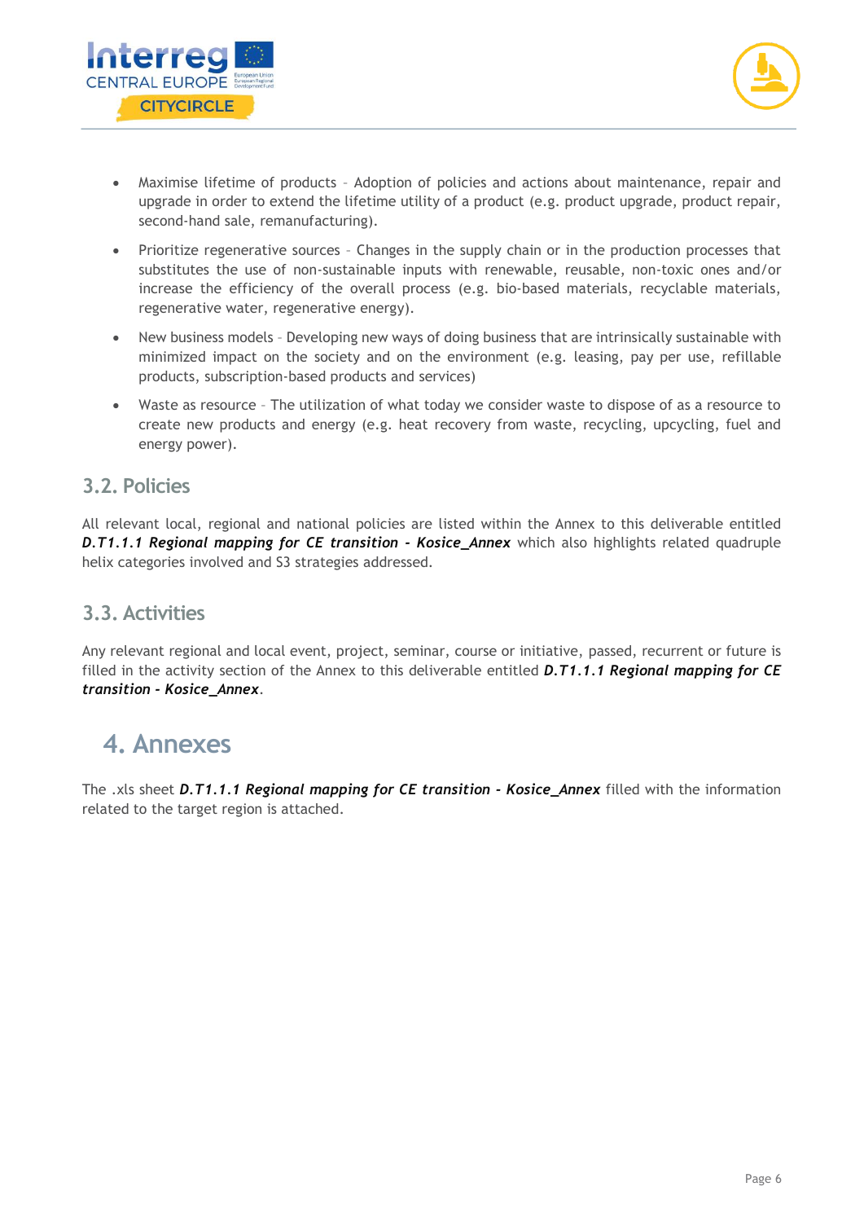- Maximise lifetime of products – Adoption of policies and actions about maintenance, repair and upgrade in order to extend the lifetime utility of a product (e.g. product upgrade, product repair, second-hand sale, remanufacturing).
- Prioritize regenerative sources – Changes in the supply chain or in the production processes that substitutes the use of non-sustainable inputs with renewable, reusable, non-toxic ones and/or increase the efficiency of the overall process (e.g. bio-based materials, recyclable materials, regenerative water, regenerative energy).
- New business models – Developing new ways of doing business that are intrinsically sustainable with minimized impact on the society and on the environment (e.g. leasing, pay per use, refillable products, subscription-based products and services)
- Waste as resource – The utilization of what today we consider waste to dispose of as a resource to create new products and energy (e.g. heat recovery from waste, recycling, upcycling, fuel and energy power).

## 3.2. Policies

All relevant local, regional and national policies are listed within the Annex to this deliverable entitled ***D.T1.1.1 Regional mapping for CE transition - Kosice_Annex*** which also highlights related quadruple helix categories involved and S3 strategies addressed.

## 3.3. Activities

Any relevant regional and local event, project, seminar, course or initiative, passed, recurrent or future is filled in the activity section of the Annex to this deliverable entitled ***D.T1.1.1 Regional mapping for CE transition - Kosice_Annex***.

# 4. Annexes

The .xls sheet ***D.T1.1.1 Regional mapping for CE transition - Kosice_Annex*** filled with the information related to the target region is attached.